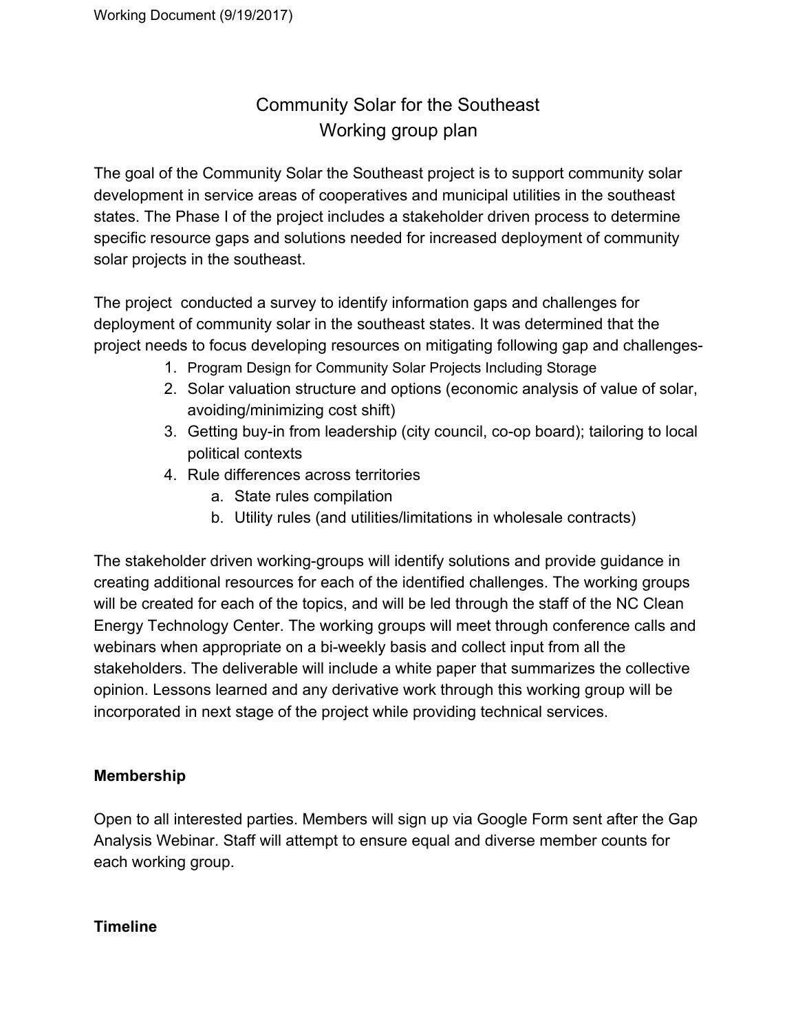Working Document (9/19/2017)

# Community Solar for the Southeast
## Working group plan

The goal of the Community Solar the Southeast project is to support community solar development in service areas of cooperatives and municipal utilities in the southeast states. The Phase I of the project includes a stakeholder driven process to determine specific resource gaps and solutions needed for increased deployment of community solar projects in the southeast.

The project conducted a survey to identify information gaps and challenges for deployment of community solar in the southeast states. It was determined that the project needs to focus developing resources on mitigating following gap and challenges-

1. Program Design for Community Solar Projects Including Storage
2. Solar valuation structure and options (economic analysis of value of solar, avoiding/minimizing cost shift)
3. Getting buy-in from leadership (city council, co-op board); tailoring to local political contexts
4. Rule differences across territories
    a. State rules compilation
    b. Utility rules (and utilities/limitations in wholesale contracts)

The stakeholder driven working-groups will identify solutions and provide guidance in creating additional resources for each of the identified challenges. The working groups will be created for each of the topics, and will be led through the staff of the NC Clean Energy Technology Center. The working groups will meet through conference calls and webinars when appropriate on a bi-weekly basis and collect input from all the stakeholders. The deliverable will include a white paper that summarizes the collective opinion. Lessons learned and any derivative work through this working group will be incorporated in next stage of the project while providing technical services.

### Membership

Open to all interested parties. Members will sign up via Google Form sent after the Gap Analysis Webinar. Staff will attempt to ensure equal and diverse member counts for each working group.

### Timeline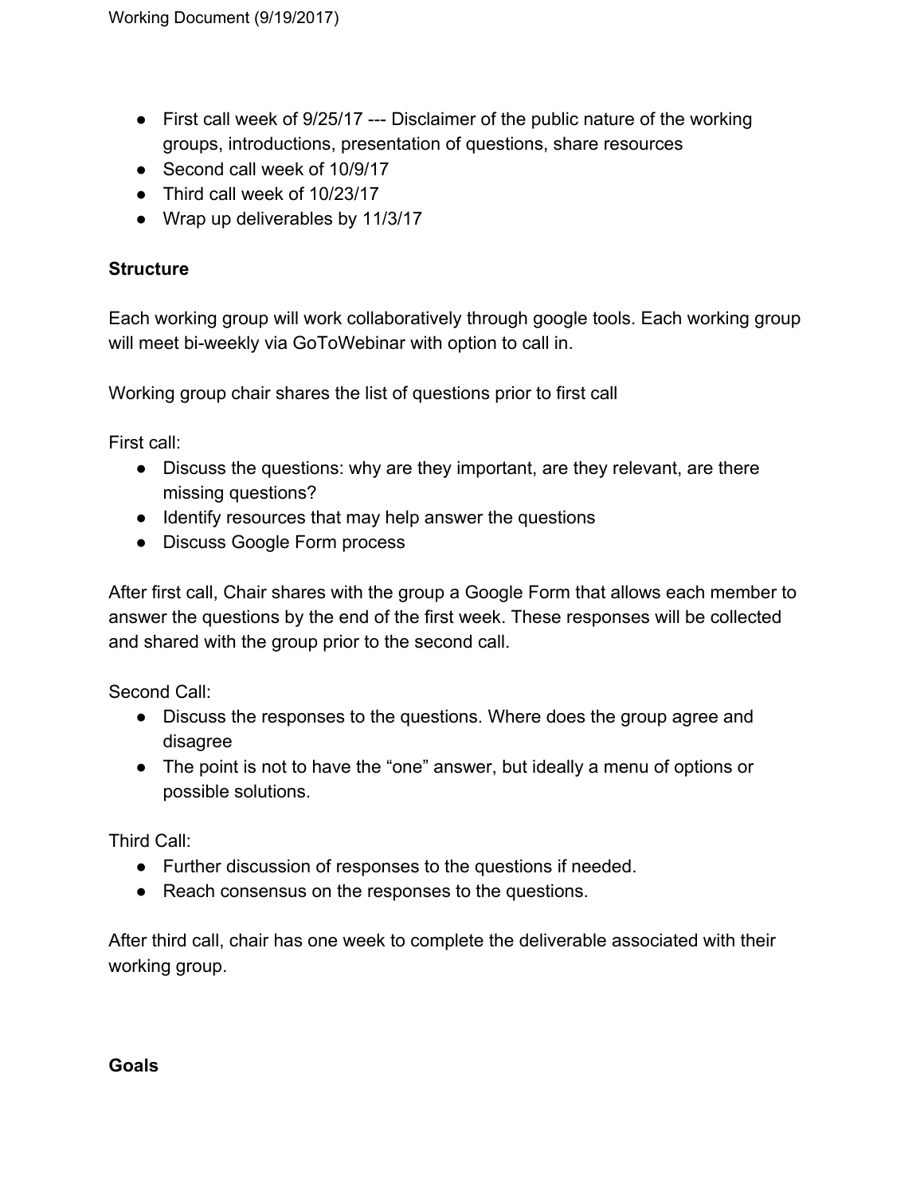- First call week of 9/25/17 --- Disclaimer of the public nature of the working groups, introductions, presentation of questions, share resources
- Second call week of 10/9/17
- Third call week of 10/23/17
- Wrap up deliverables by 11/3/17

**Structure**

Each working group will work collaboratively through google tools. Each working group will meet bi-weekly via GoToWebinar with option to call in.

Working group chair shares the list of questions prior to first call

First call:

- Discuss the questions: why are they important, are they relevant, are there missing questions?
- Identify resources that may help answer the questions
- Discuss Google Form process

After first call, Chair shares with the group a Google Form that allows each member to answer the questions by the end of the first week. These responses will be collected and shared with the group prior to the second call.

Second Call:

- Discuss the responses to the questions. Where does the group agree and disagree
- The point is not to have the "one" answer, but ideally a menu of options or possible solutions.

Third Call:

- Further discussion of responses to the questions if needed.
- Reach consensus on the responses to the questions.

After third call, chair has one week to complete the deliverable associated with their working group.

**Goals**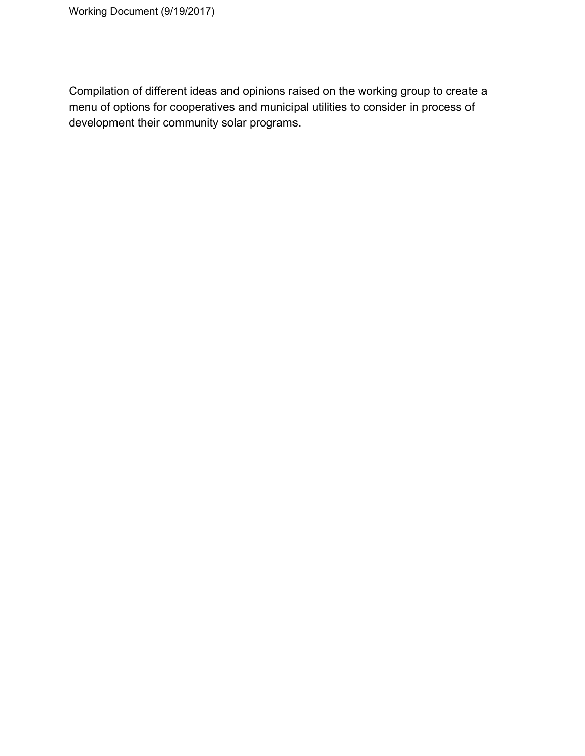Compilation of different ideas and opinions raised on the working group to create a menu of options for cooperatives and municipal utilities to consider in process of development their community solar programs.